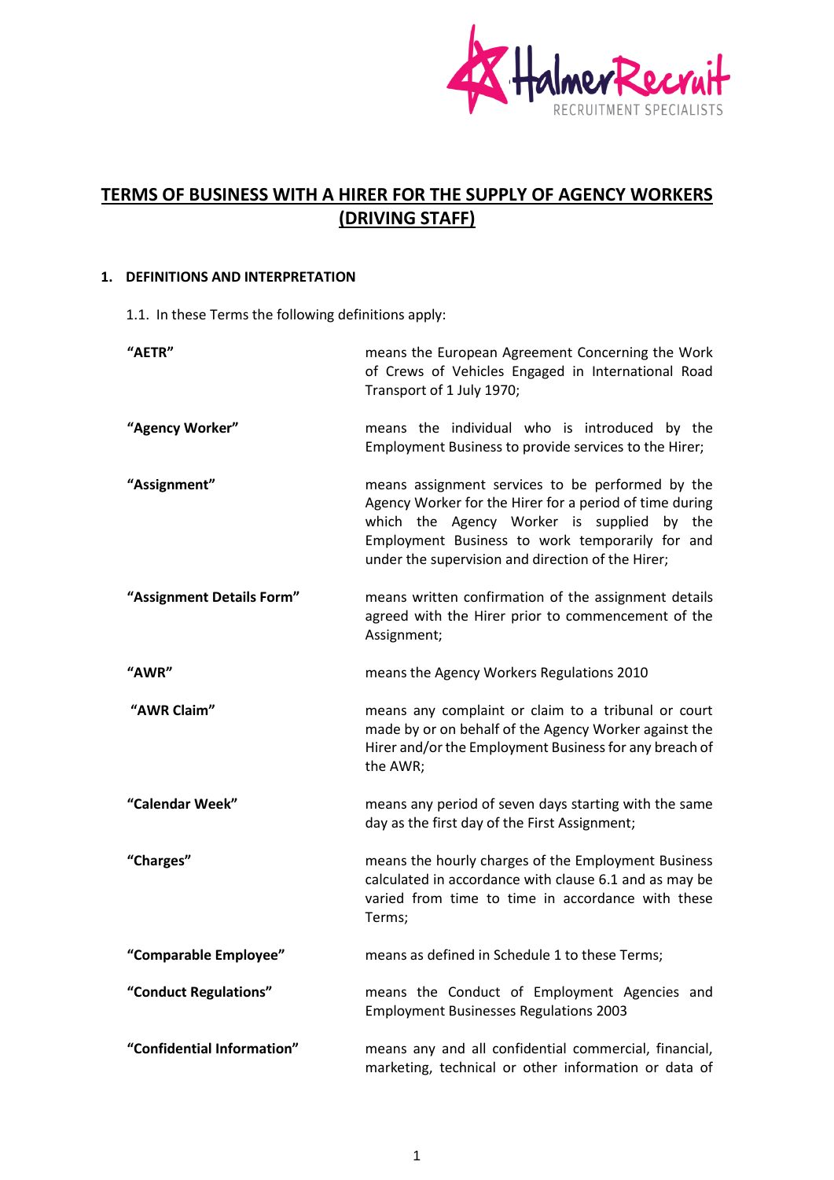# TERMS OF BUSINESS WITH A HIRER FOR THE SUPPLY OF AGENCY WORKERS (DRIVING STAFF)

## 1. DEFINITIONS AND INTERPRETATION

1.1. In these Terms the following definitions apply:

| | |
|---|---|
| **"AETR"** | means the European Agreement Concerning the Work of Crews of Vehicles Engaged in International Road Transport of 1 July 1970; |
| **"Agency Worker"** | means the individual who is introduced by the Employment Business to provide services to the Hirer; |
| **"Assignment"** | means assignment services to be performed by the Agency Worker for the Hirer for a period of time during which the Agency Worker is supplied by the Employment Business to work temporarily for and under the supervision and direction of the Hirer; |
| **"Assignment Details Form"** | means written confirmation of the assignment details agreed with the Hirer prior to commencement of the Assignment; |
| **"AWR"** | means the Agency Workers Regulations 2010 |
| **"AWR Claim"** | means any complaint or claim to a tribunal or court made by or on behalf of the Agency Worker against the Hirer and/or the Employment Business for any breach of the AWR; |
| **"Calendar Week"** | means any period of seven days starting with the same day as the first day of the First Assignment; |
| **"Charges"** | means the hourly charges of the Employment Business calculated in accordance with clause 6.1 and as may be varied from time to time in accordance with these Terms; |
| **"Comparable Employee"** | means as defined in Schedule 1 to these Terms; |
| **"Conduct Regulations"** | means the Conduct of Employment Agencies and Employment Businesses Regulations 2003 |
| **"Confidential Information"** | means any and all confidential commercial, financial, marketing, technical or other information or data of |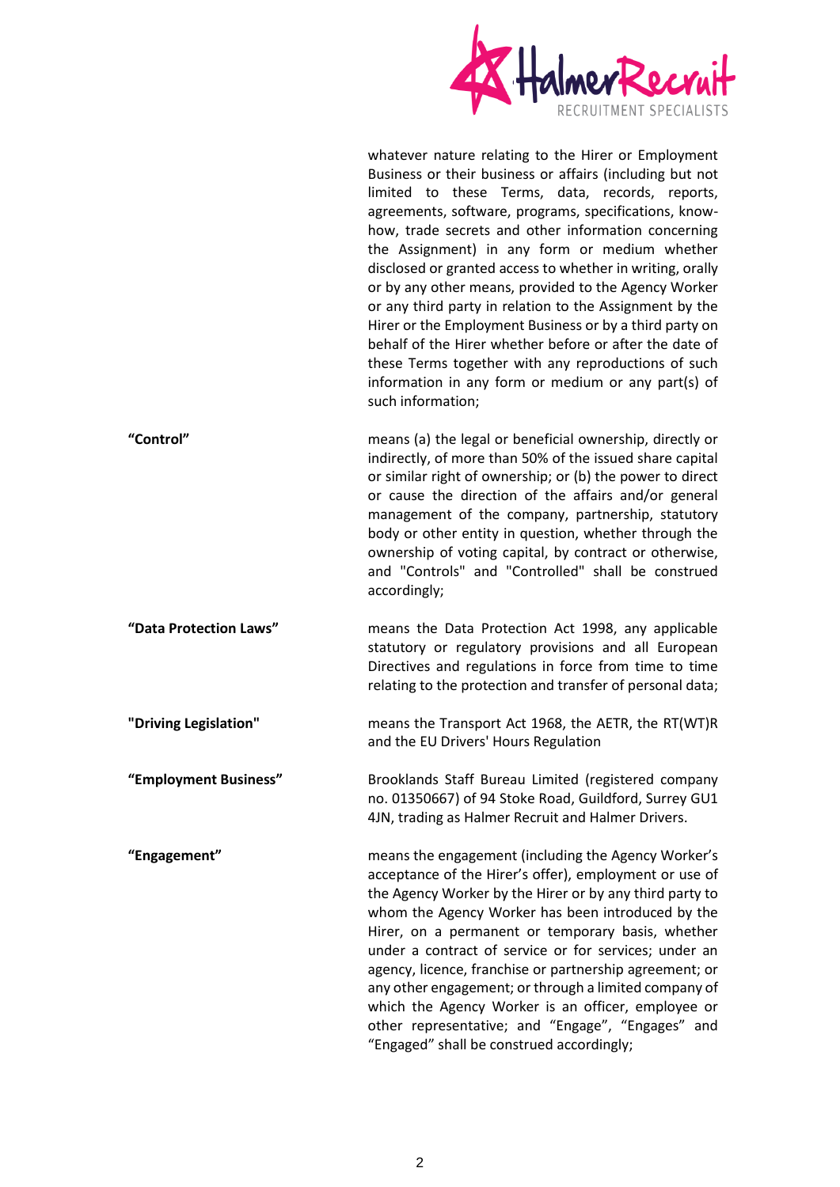whatever nature relating to the Hirer or Employment Business or their business or affairs (including but not limited to these Terms, data, records, reports, agreements, software, programs, specifications, know-how, trade secrets and other information concerning the Assignment) in any form or medium whether disclosed or granted access to whether in writing, orally or by any other means, provided to the Agency Worker or any third party in relation to the Assignment by the Hirer or the Employment Business or by a third party on behalf of the Hirer whether before or after the date of these Terms together with any reproductions of such information in any form or medium or any part(s) of such information;

**"Control"** means (a) the legal or beneficial ownership, directly or indirectly, of more than 50% of the issued share capital or similar right of ownership; or (b) the power to direct or cause the direction of the affairs and/or general management of the company, partnership, statutory body or other entity in question, whether through the ownership of voting capital, by contract or otherwise, and "Controls" and "Controlled" shall be construed accordingly;

**"Data Protection Laws"** means the Data Protection Act 1998, any applicable statutory or regulatory provisions and all European Directives and regulations in force from time to time relating to the protection and transfer of personal data;

**"Driving Legislation"** means the Transport Act 1968, the AETR, the RT(WT)R and the EU Drivers' Hours Regulation

**"Employment Business"** Brooklands Staff Bureau Limited (registered company no. 01350667) of 94 Stoke Road, Guildford, Surrey GU1 4JN, trading as Halmer Recruit and Halmer Drivers.

**"Engagement"** means the engagement (including the Agency Worker's acceptance of the Hirer's offer), employment or use of the Agency Worker by the Hirer or by any third party to whom the Agency Worker has been introduced by the Hirer, on a permanent or temporary basis, whether under a contract of service or for services; under an agency, licence, franchise or partnership agreement; or any other engagement; or through a limited company of which the Agency Worker is an officer, employee or other representative; and "Engage", "Engages" and "Engaged" shall be construed accordingly;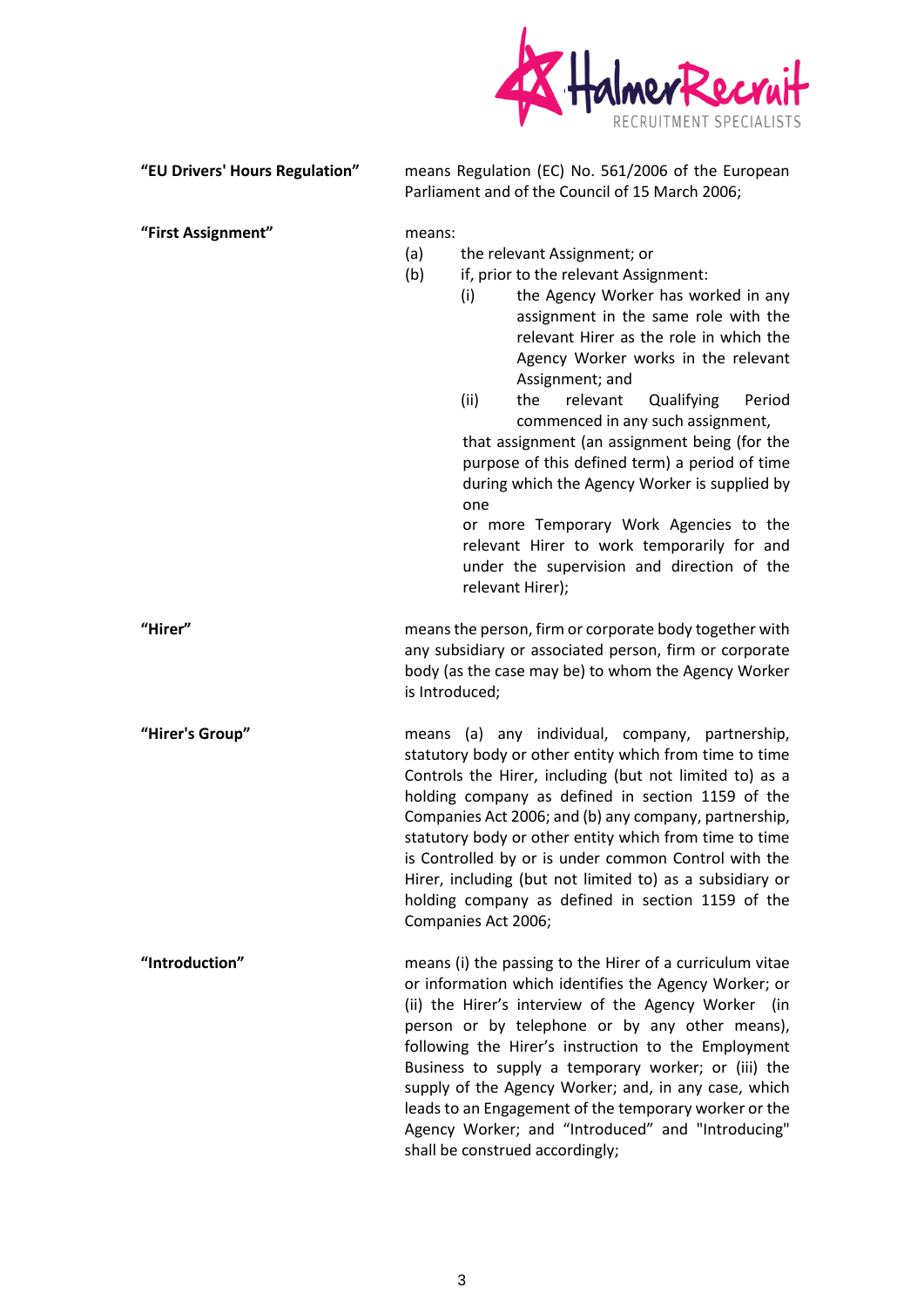**"EU Drivers' Hours Regulation"** means Regulation (EC) No. 561/2006 of the European Parliament and of the Council of 15 March 2006;

**"First Assignment"** means:

(a) the relevant Assignment; or

(b) if, prior to the relevant Assignment:

   (i) the Agency Worker has worked in any assignment in the same role with the relevant Hirer as the role in which the Agency Worker works in the relevant Assignment; and

   (ii) the relevant Qualifying Period commenced in any such assignment,

that assignment (an assignment being (for the purpose of this defined term) a period of time during which the Agency Worker is supplied by one or more Temporary Work Agencies to the relevant Hirer to work temporarily for and under the supervision and direction of the relevant Hirer);

**"Hirer"** means the person, firm or corporate body together with any subsidiary or associated person, firm or corporate body (as the case may be) to whom the Agency Worker is Introduced;

**"Hirer's Group"** means (a) any individual, company, partnership, statutory body or other entity which from time to time Controls the Hirer, including (but not limited to) as a holding company as defined in section 1159 of the Companies Act 2006; and (b) any company, partnership, statutory body or other entity which from time to time is Controlled by or is under common Control with the Hirer, including (but not limited to) as a subsidiary or holding company as defined in section 1159 of the Companies Act 2006;

**"Introduction"** means (i) the passing to the Hirer of a curriculum vitae or information which identifies the Agency Worker; or (ii) the Hirer's interview of the Agency Worker (in person or by telephone or by any other means), following the Hirer's instruction to the Employment Business to supply a temporary worker; or (iii) the supply of the Agency Worker; and, in any case, which leads to an Engagement of the temporary worker or the Agency Worker; and "Introduced" and "Introducing" shall be construed accordingly;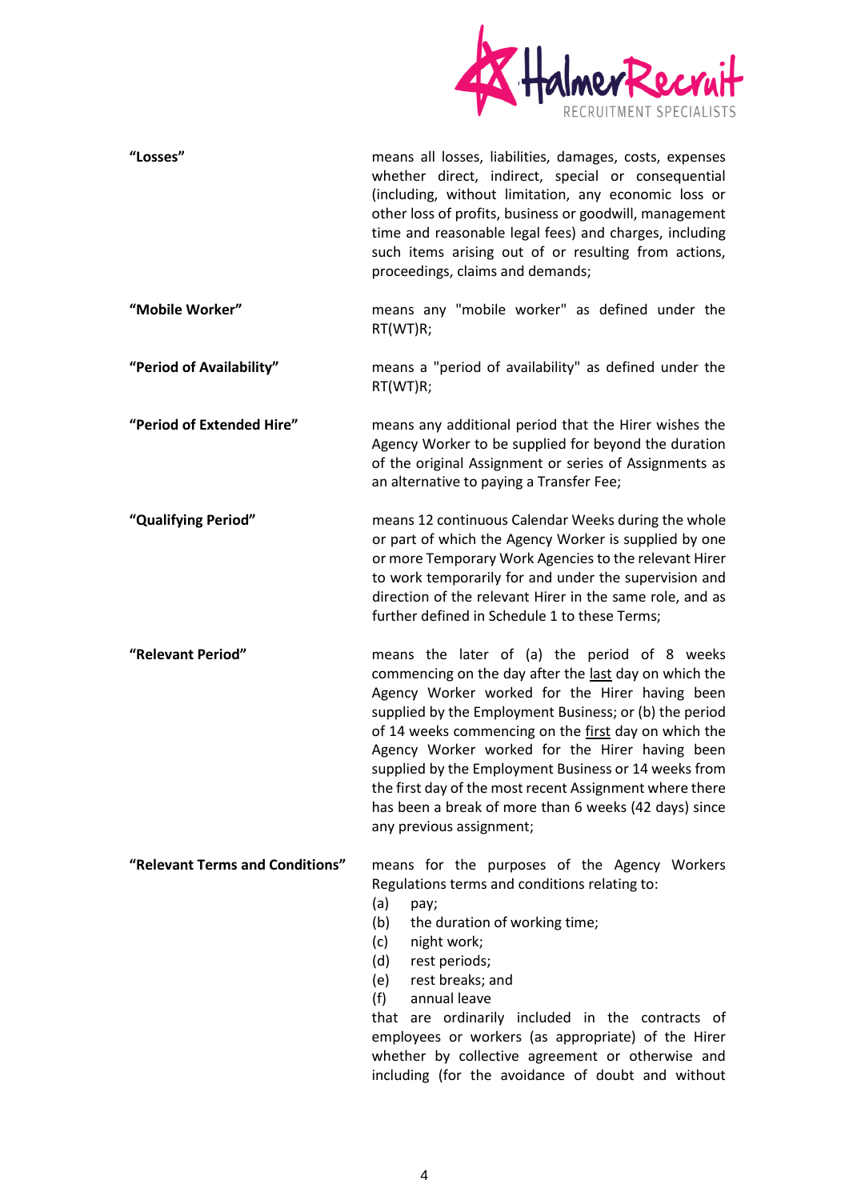**"Losses"** means all losses, liabilities, damages, costs, expenses whether direct, indirect, special or consequential (including, without limitation, any economic loss or other loss of profits, business or goodwill, management time and reasonable legal fees) and charges, including such items arising out of or resulting from actions, proceedings, claims and demands;

**"Mobile Worker"** means any "mobile worker" as defined under the RT(WT)R;

**"Period of Availability"** means a "period of availability" as defined under the RT(WT)R;

**"Period of Extended Hire"** means any additional period that the Hirer wishes the Agency Worker to be supplied for beyond the duration of the original Assignment or series of Assignments as an alternative to paying a Transfer Fee;

**"Qualifying Period"** means 12 continuous Calendar Weeks during the whole or part of which the Agency Worker is supplied by one or more Temporary Work Agencies to the relevant Hirer to work temporarily for and under the supervision and direction of the relevant Hirer in the same role, and as further defined in Schedule 1 to these Terms;

**"Relevant Period"** means the later of (a) the period of 8 weeks commencing on the day after the last day on which the Agency Worker worked for the Hirer having been supplied by the Employment Business; or (b) the period of 14 weeks commencing on the first day on which the Agency Worker worked for the Hirer having been supplied by the Employment Business or 14 weeks from the first day of the most recent Assignment where there has been a break of more than 6 weeks (42 days) since any previous assignment;

**"Relevant Terms and Conditions"** means for the purposes of the Agency Workers Regulations terms and conditions relating to:

(a) pay;
(b) the duration of working time;
(c) night work;
(d) rest periods;
(e) rest breaks; and
(f) annual leave

that are ordinarily included in the contracts of employees or workers (as appropriate) of the Hirer whether by collective agreement or otherwise and including (for the avoidance of doubt and without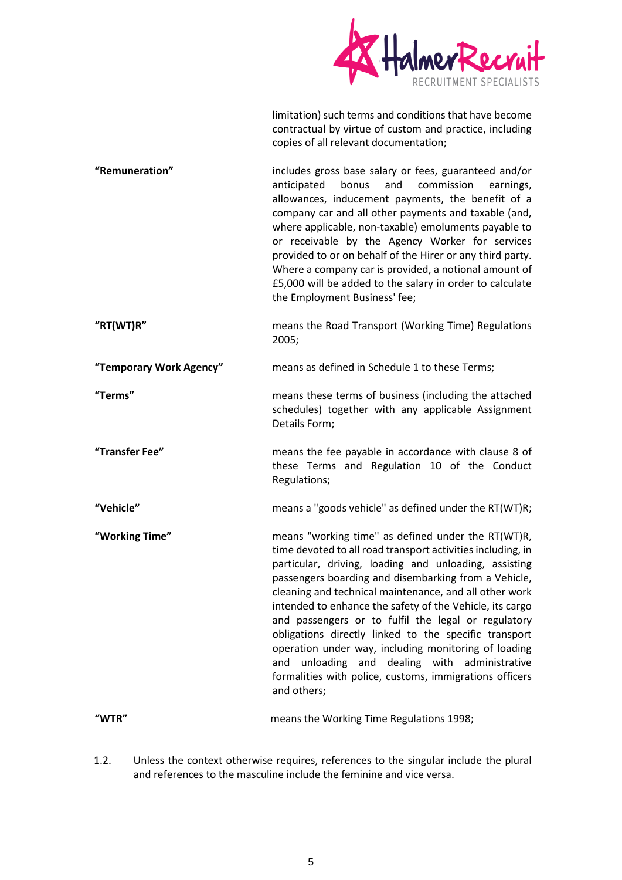limitation) such terms and conditions that have become contractual by virtue of custom and practice, including copies of all relevant documentation;

| | |
|---|---|
| **"Remuneration"** | includes gross base salary or fees, guaranteed and/or anticipated bonus and commission earnings, allowances, inducement payments, the benefit of a company car and all other payments and taxable (and, where applicable, non-taxable) emoluments payable to or receivable by the Agency Worker for services provided to or on behalf of the Hirer or any third party. Where a company car is provided, a notional amount of £5,000 will be added to the salary in order to calculate the Employment Business' fee; |
| **"RT(WT)R"** | means the Road Transport (Working Time) Regulations 2005; |
| **"Temporary Work Agency"** | means as defined in Schedule 1 to these Terms; |
| **"Terms"** | means these terms of business (including the attached schedules) together with any applicable Assignment Details Form; |
| **"Transfer Fee"** | means the fee payable in accordance with clause 8 of these Terms and Regulation 10 of the Conduct Regulations; |
| **"Vehicle"** | means a "goods vehicle" as defined under the RT(WT)R; |
| **"Working Time"** | means "working time" as defined under the RT(WT)R, time devoted to all road transport activities including, in particular, driving, loading and unloading, assisting passengers boarding and disembarking from a Vehicle, cleaning and technical maintenance, and all other work intended to enhance the safety of the Vehicle, its cargo and passengers or to fulfil the legal or regulatory obligations directly linked to the specific transport operation under way, including monitoring of loading and unloading and dealing with administrative formalities with police, customs, immigrations officers and others; |
| **"WTR"** | means the Working Time Regulations 1998; |

1.2. Unless the context otherwise requires, references to the singular include the plural and references to the masculine include the feminine and vice versa.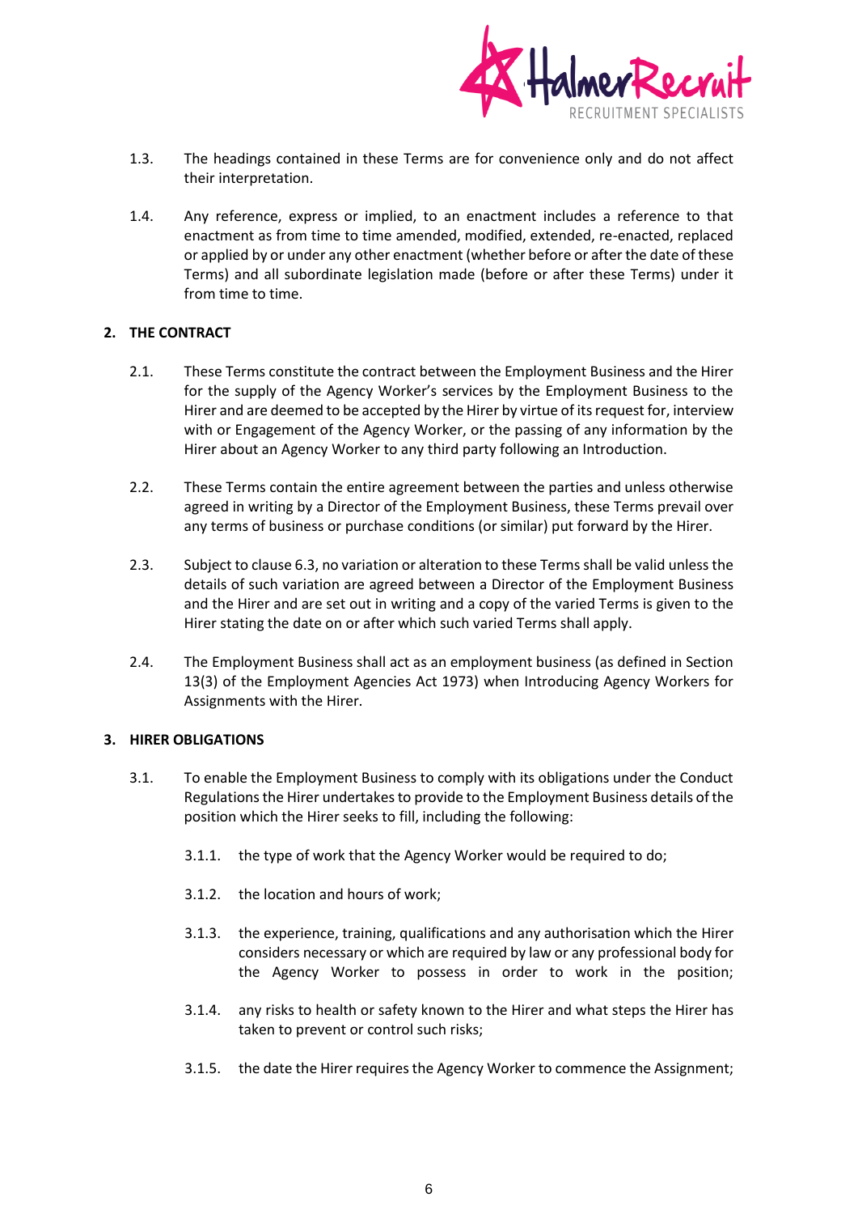1.3. The headings contained in these Terms are for convenience only and do not affect their interpretation.

1.4. Any reference, express or implied, to an enactment includes a reference to that enactment as from time to time amended, modified, extended, re-enacted, replaced or applied by or under any other enactment (whether before or after the date of these Terms) and all subordinate legislation made (before or after these Terms) under it from time to time.

## 2. THE CONTRACT

2.1. These Terms constitute the contract between the Employment Business and the Hirer for the supply of the Agency Worker's services by the Employment Business to the Hirer and are deemed to be accepted by the Hirer by virtue of its request for, interview with or Engagement of the Agency Worker, or the passing of any information by the Hirer about an Agency Worker to any third party following an Introduction.

2.2. These Terms contain the entire agreement between the parties and unless otherwise agreed in writing by a Director of the Employment Business, these Terms prevail over any terms of business or purchase conditions (or similar) put forward by the Hirer.

2.3. Subject to clause 6.3, no variation or alteration to these Terms shall be valid unless the details of such variation are agreed between a Director of the Employment Business and the Hirer and are set out in writing and a copy of the varied Terms is given to the Hirer stating the date on or after which such varied Terms shall apply.

2.4. The Employment Business shall act as an employment business (as defined in Section 13(3) of the Employment Agencies Act 1973) when Introducing Agency Workers for Assignments with the Hirer.

## 3. HIRER OBLIGATIONS

3.1. To enable the Employment Business to comply with its obligations under the Conduct Regulations the Hirer undertakes to provide to the Employment Business details of the position which the Hirer seeks to fill, including the following:

3.1.1. the type of work that the Agency Worker would be required to do;

3.1.2. the location and hours of work;

3.1.3. the experience, training, qualifications and any authorisation which the Hirer considers necessary or which are required by law or any professional body for the Agency Worker to possess in order to work in the position;

3.1.4. any risks to health or safety known to the Hirer and what steps the Hirer has taken to prevent or control such risks;

3.1.5. the date the Hirer requires the Agency Worker to commence the Assignment;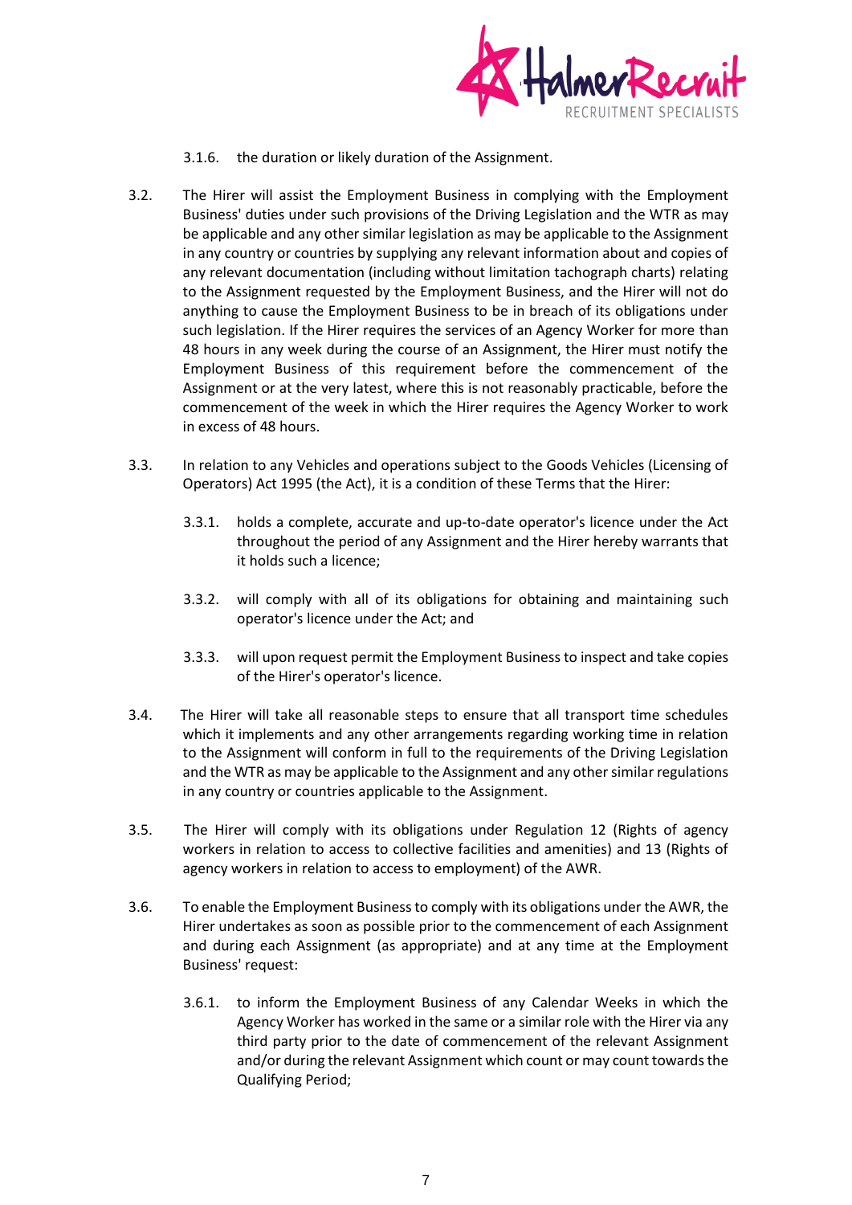3.1.6. the duration or likely duration of the Assignment.

3.2. The Hirer will assist the Employment Business in complying with the Employment Business' duties under such provisions of the Driving Legislation and the WTR as may be applicable and any other similar legislation as may be applicable to the Assignment in any country or countries by supplying any relevant information about and copies of any relevant documentation (including without limitation tachograph charts) relating to the Assignment requested by the Employment Business, and the Hirer will not do anything to cause the Employment Business to be in breach of its obligations under such legislation. If the Hirer requires the services of an Agency Worker for more than 48 hours in any week during the course of an Assignment, the Hirer must notify the Employment Business of this requirement before the commencement of the Assignment or at the very latest, where this is not reasonably practicable, before the commencement of the week in which the Hirer requires the Agency Worker to work in excess of 48 hours.

3.3. In relation to any Vehicles and operations subject to the Goods Vehicles (Licensing of Operators) Act 1995 (the Act), it is a condition of these Terms that the Hirer:

3.3.1. holds a complete, accurate and up-to-date operator's licence under the Act throughout the period of any Assignment and the Hirer hereby warrants that it holds such a licence;

3.3.2. will comply with all of its obligations for obtaining and maintaining such operator's licence under the Act; and

3.3.3. will upon request permit the Employment Business to inspect and take copies of the Hirer's operator's licence.

3.4. The Hirer will take all reasonable steps to ensure that all transport time schedules which it implements and any other arrangements regarding working time in relation to the Assignment will conform in full to the requirements of the Driving Legislation and the WTR as may be applicable to the Assignment and any other similar regulations in any country or countries applicable to the Assignment.

3.5. The Hirer will comply with its obligations under Regulation 12 (Rights of agency workers in relation to access to collective facilities and amenities) and 13 (Rights of agency workers in relation to access to employment) of the AWR.

3.6. To enable the Employment Business to comply with its obligations under the AWR, the Hirer undertakes as soon as possible prior to the commencement of each Assignment and during each Assignment (as appropriate) and at any time at the Employment Business' request:

3.6.1. to inform the Employment Business of any Calendar Weeks in which the Agency Worker has worked in the same or a similar role with the Hirer via any third party prior to the date of commencement of the relevant Assignment and/or during the relevant Assignment which count or may count towards the Qualifying Period;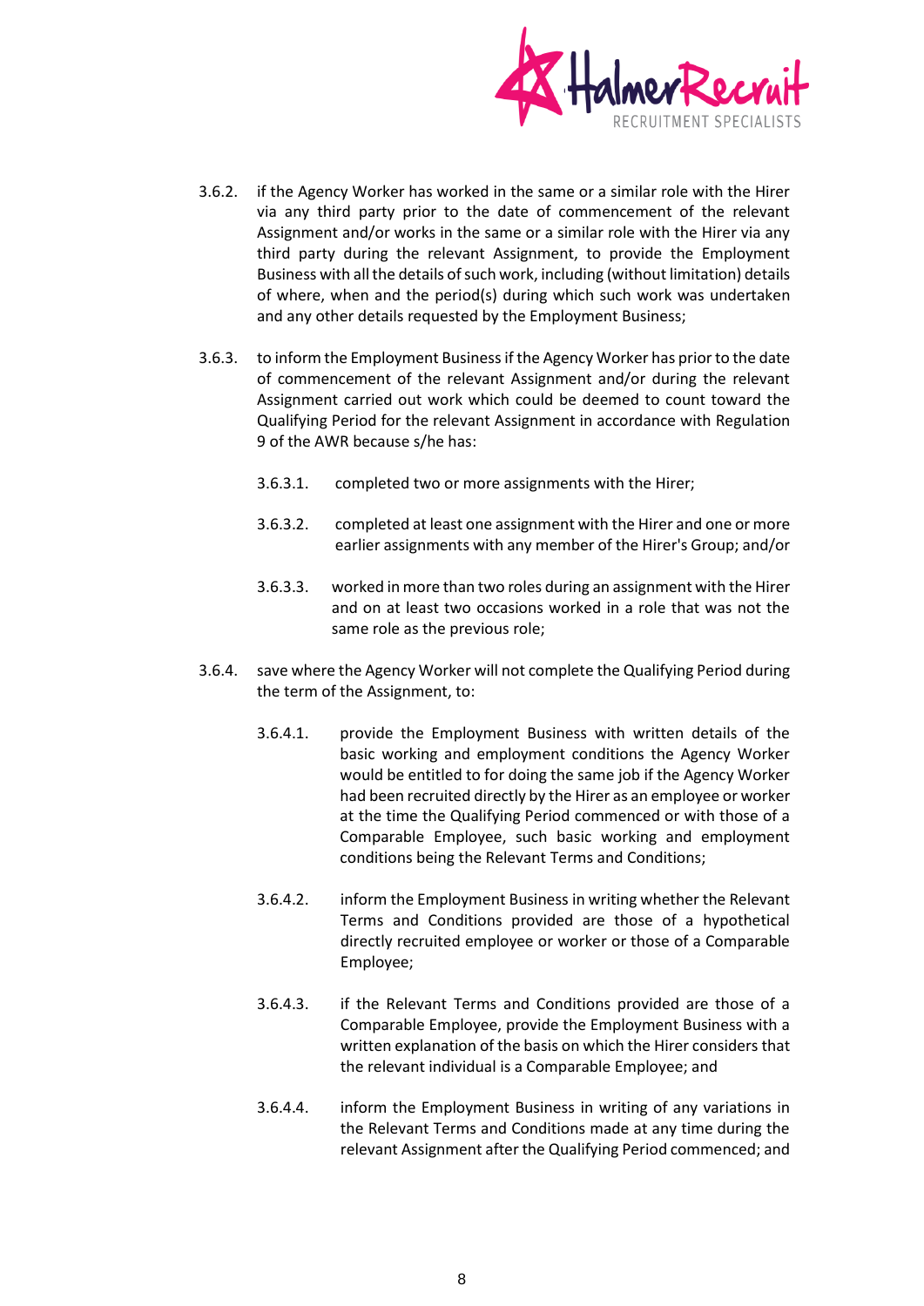3.6.2. if the Agency Worker has worked in the same or a similar role with the Hirer via any third party prior to the date of commencement of the relevant Assignment and/or works in the same or a similar role with the Hirer via any third party during the relevant Assignment, to provide the Employment Business with all the details of such work, including (without limitation) details of where, when and the period(s) during which such work was undertaken and any other details requested by the Employment Business;

3.6.3. to inform the Employment Business if the Agency Worker has prior to the date of commencement of the relevant Assignment and/or during the relevant Assignment carried out work which could be deemed to count toward the Qualifying Period for the relevant Assignment in accordance with Regulation 9 of the AWR because s/he has:

> 3.6.3.1. completed two or more assignments with the Hirer;
>
> 3.6.3.2. completed at least one assignment with the Hirer and one or more earlier assignments with any member of the Hirer's Group; and/or
>
> 3.6.3.3. worked in more than two roles during an assignment with the Hirer and on at least two occasions worked in a role that was not the same role as the previous role;

3.6.4. save where the Agency Worker will not complete the Qualifying Period during the term of the Assignment, to:

> 3.6.4.1. provide the Employment Business with written details of the basic working and employment conditions the Agency Worker would be entitled to for doing the same job if the Agency Worker had been recruited directly by the Hirer as an employee or worker at the time the Qualifying Period commenced or with those of a Comparable Employee, such basic working and employment conditions being the Relevant Terms and Conditions;
>
> 3.6.4.2. inform the Employment Business in writing whether the Relevant Terms and Conditions provided are those of a hypothetical directly recruited employee or worker or those of a Comparable Employee;
>
> 3.6.4.3. if the Relevant Terms and Conditions provided are those of a Comparable Employee, provide the Employment Business with a written explanation of the basis on which the Hirer considers that the relevant individual is a Comparable Employee; and
>
> 3.6.4.4. inform the Employment Business in writing of any variations in the Relevant Terms and Conditions made at any time during the relevant Assignment after the Qualifying Period commenced; and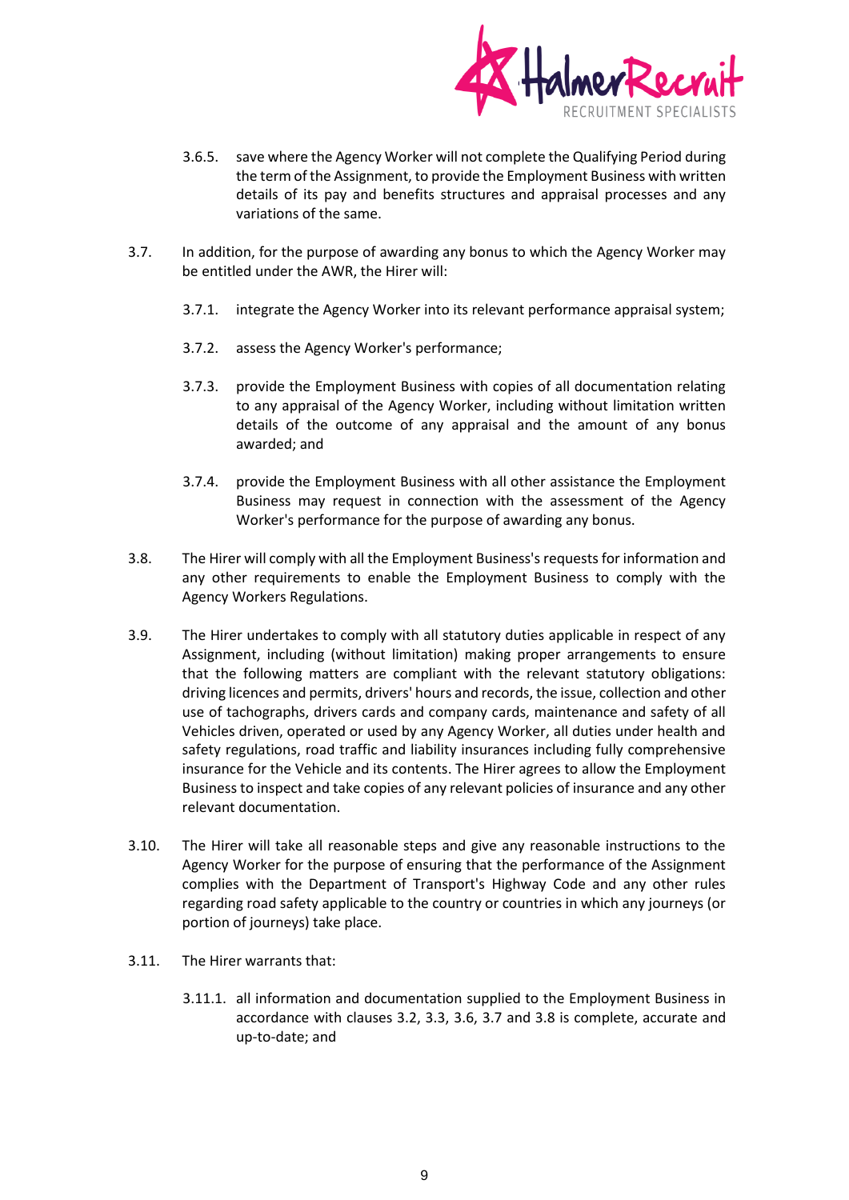3.6.5. save where the Agency Worker will not complete the Qualifying Period during the term of the Assignment, to provide the Employment Business with written details of its pay and benefits structures and appraisal processes and any variations of the same.

3.7. In addition, for the purpose of awarding any bonus to which the Agency Worker may be entitled under the AWR, the Hirer will:

3.7.1. integrate the Agency Worker into its relevant performance appraisal system;

3.7.2. assess the Agency Worker's performance;

3.7.3. provide the Employment Business with copies of all documentation relating to any appraisal of the Agency Worker, including without limitation written details of the outcome of any appraisal and the amount of any bonus awarded; and

3.7.4. provide the Employment Business with all other assistance the Employment Business may request in connection with the assessment of the Agency Worker's performance for the purpose of awarding any bonus.

3.8. The Hirer will comply with all the Employment Business's requests for information and any other requirements to enable the Employment Business to comply with the Agency Workers Regulations.

3.9. The Hirer undertakes to comply with all statutory duties applicable in respect of any Assignment, including (without limitation) making proper arrangements to ensure that the following matters are compliant with the relevant statutory obligations: driving licences and permits, drivers' hours and records, the issue, collection and other use of tachographs, drivers cards and company cards, maintenance and safety of all Vehicles driven, operated or used by any Agency Worker, all duties under health and safety regulations, road traffic and liability insurances including fully comprehensive insurance for the Vehicle and its contents. The Hirer agrees to allow the Employment Business to inspect and take copies of any relevant policies of insurance and any other relevant documentation.

3.10. The Hirer will take all reasonable steps and give any reasonable instructions to the Agency Worker for the purpose of ensuring that the performance of the Assignment complies with the Department of Transport's Highway Code and any other rules regarding road safety applicable to the country or countries in which any journeys (or portion of journeys) take place.

3.11. The Hirer warrants that:

3.11.1. all information and documentation supplied to the Employment Business in accordance with clauses 3.2, 3.3, 3.6, 3.7 and 3.8 is complete, accurate and up-to-date; and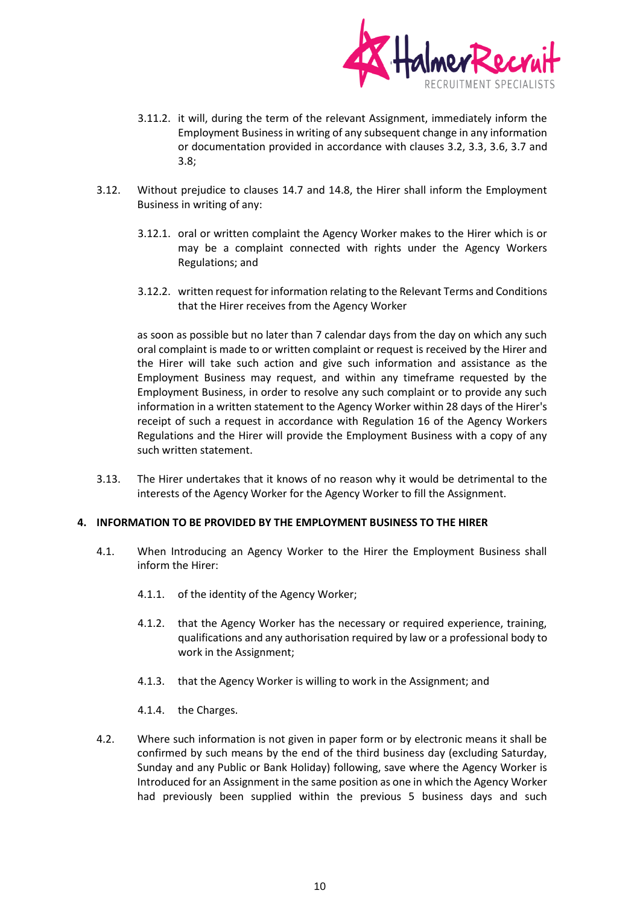3.11.2. it will, during the term of the relevant Assignment, immediately inform the Employment Business in writing of any subsequent change in any information or documentation provided in accordance with clauses 3.2, 3.3, 3.6, 3.7 and 3.8;

3.12. Without prejudice to clauses 14.7 and 14.8, the Hirer shall inform the Employment Business in writing of any:

3.12.1. oral or written complaint the Agency Worker makes to the Hirer which is or may be a complaint connected with rights under the Agency Workers Regulations; and

3.12.2. written request for information relating to the Relevant Terms and Conditions that the Hirer receives from the Agency Worker

as soon as possible but no later than 7 calendar days from the day on which any such oral complaint is made to or written complaint or request is received by the Hirer and the Hirer will take such action and give such information and assistance as the Employment Business may request, and within any timeframe requested by the Employment Business, in order to resolve any such complaint or to provide any such information in a written statement to the Agency Worker within 28 days of the Hirer's receipt of such a request in accordance with Regulation 16 of the Agency Workers Regulations and the Hirer will provide the Employment Business with a copy of any such written statement.

3.13. The Hirer undertakes that it knows of no reason why it would be detrimental to the interests of the Agency Worker for the Agency Worker to fill the Assignment.

**4. INFORMATION TO BE PROVIDED BY THE EMPLOYMENT BUSINESS TO THE HIRER**

4.1. When Introducing an Agency Worker to the Hirer the Employment Business shall inform the Hirer:

4.1.1. of the identity of the Agency Worker;

4.1.2. that the Agency Worker has the necessary or required experience, training, qualifications and any authorisation required by law or a professional body to work in the Assignment;

4.1.3. that the Agency Worker is willing to work in the Assignment; and

4.1.4. the Charges.

4.2. Where such information is not given in paper form or by electronic means it shall be confirmed by such means by the end of the third business day (excluding Saturday, Sunday and any Public or Bank Holiday) following, save where the Agency Worker is Introduced for an Assignment in the same position as one in which the Agency Worker had previously been supplied within the previous 5 business days and such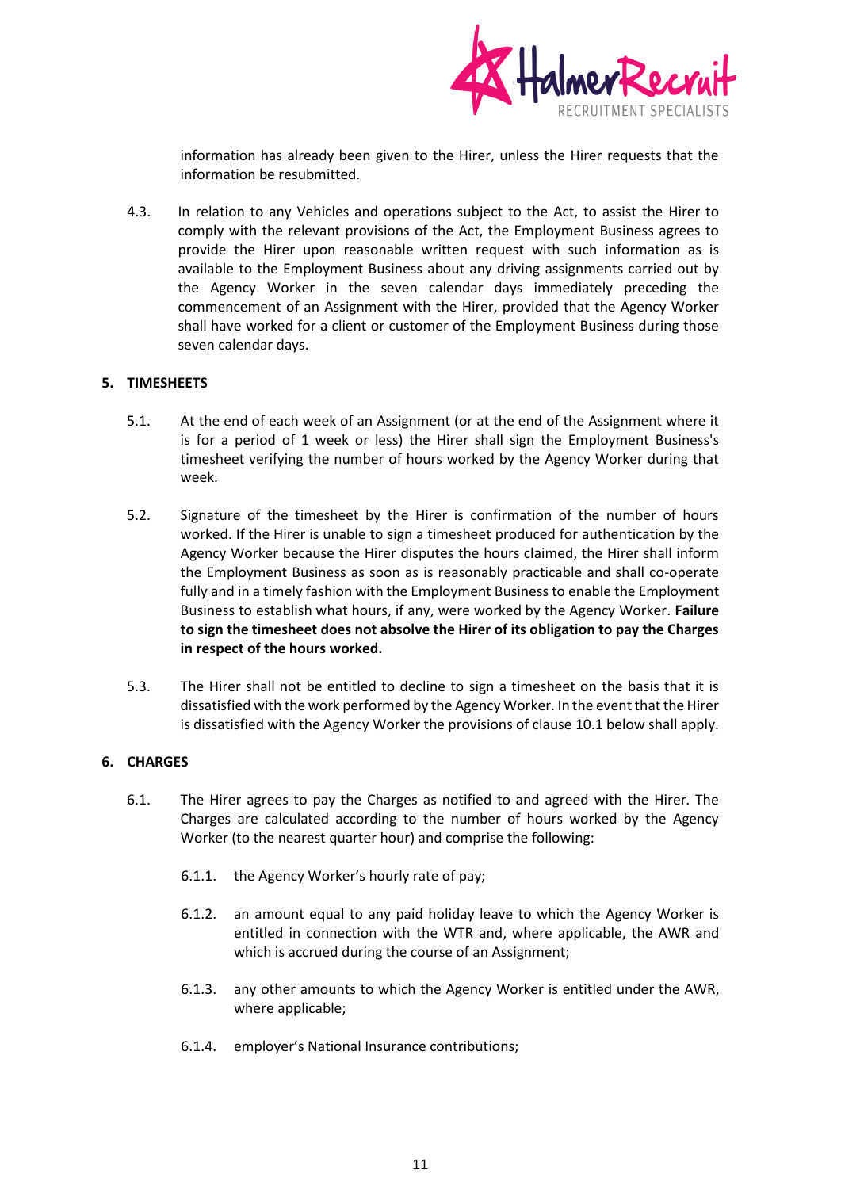information has already been given to the Hirer, unless the Hirer requests that the information be resubmitted.

4.3. In relation to any Vehicles and operations subject to the Act, to assist the Hirer to comply with the relevant provisions of the Act, the Employment Business agrees to provide the Hirer upon reasonable written request with such information as is available to the Employment Business about any driving assignments carried out by the Agency Worker in the seven calendar days immediately preceding the commencement of an Assignment with the Hirer, provided that the Agency Worker shall have worked for a client or customer of the Employment Business during those seven calendar days.

## 5. TIMESHEETS

5.1. At the end of each week of an Assignment (or at the end of the Assignment where it is for a period of 1 week or less) the Hirer shall sign the Employment Business's timesheet verifying the number of hours worked by the Agency Worker during that week.

5.2. Signature of the timesheet by the Hirer is confirmation of the number of hours worked. If the Hirer is unable to sign a timesheet produced for authentication by the Agency Worker because the Hirer disputes the hours claimed, the Hirer shall inform the Employment Business as soon as is reasonably practicable and shall co-operate fully and in a timely fashion with the Employment Business to enable the Employment Business to establish what hours, if any, were worked by the Agency Worker. **Failure to sign the timesheet does not absolve the Hirer of its obligation to pay the Charges in respect of the hours worked.**

5.3. The Hirer shall not be entitled to decline to sign a timesheet on the basis that it is dissatisfied with the work performed by the Agency Worker. In the event that the Hirer is dissatisfied with the Agency Worker the provisions of clause 10.1 below shall apply.

## 6. CHARGES

6.1. The Hirer agrees to pay the Charges as notified to and agreed with the Hirer. The Charges are calculated according to the number of hours worked by the Agency Worker (to the nearest quarter hour) and comprise the following:

6.1.1. the Agency Worker's hourly rate of pay;

6.1.2. an amount equal to any paid holiday leave to which the Agency Worker is entitled in connection with the WTR and, where applicable, the AWR and which is accrued during the course of an Assignment;

6.1.3. any other amounts to which the Agency Worker is entitled under the AWR, where applicable;

6.1.4. employer's National Insurance contributions;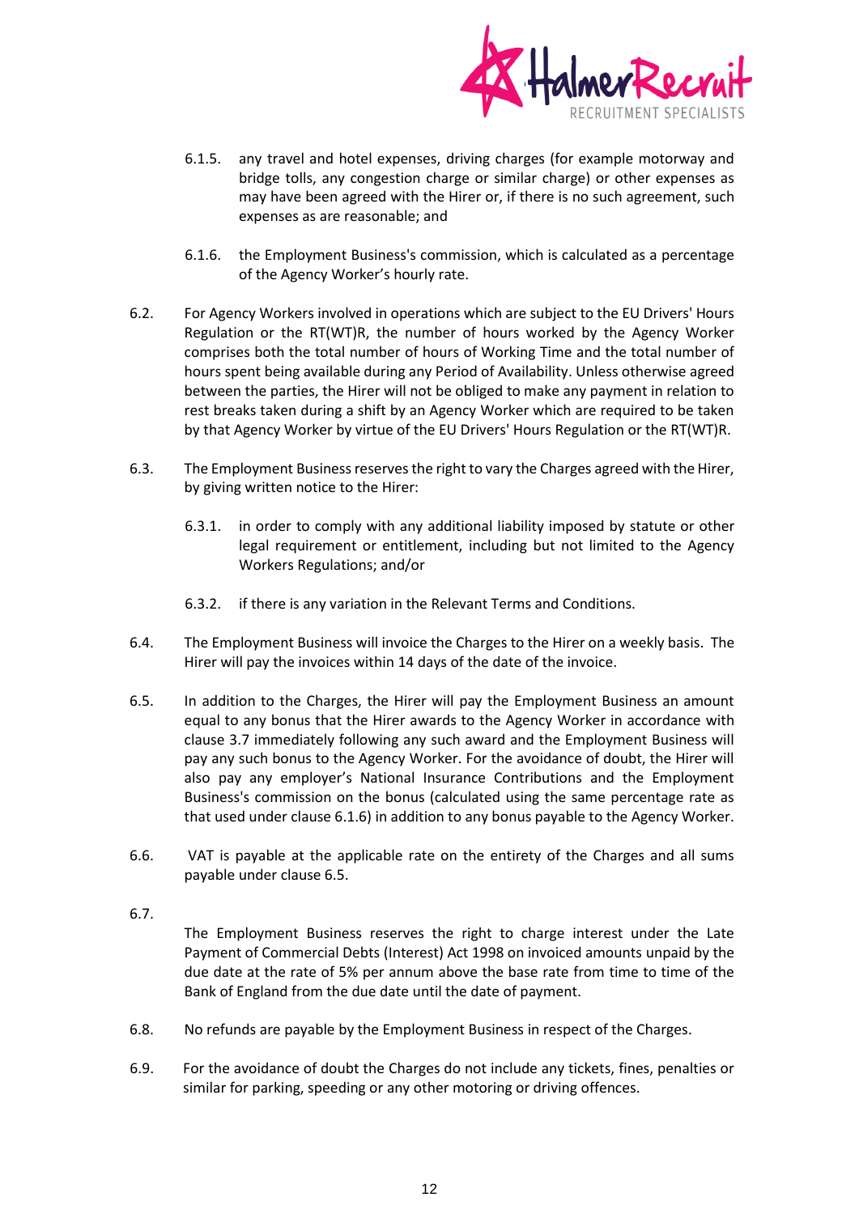6.1.5. any travel and hotel expenses, driving charges (for example motorway and bridge tolls, any congestion charge or similar charge) or other expenses as may have been agreed with the Hirer or, if there is no such agreement, such expenses as are reasonable; and

6.1.6. the Employment Business's commission, which is calculated as a percentage of the Agency Worker's hourly rate.

6.2. For Agency Workers involved in operations which are subject to the EU Drivers' Hours Regulation or the RT(WT)R, the number of hours worked by the Agency Worker comprises both the total number of hours of Working Time and the total number of hours spent being available during any Period of Availability. Unless otherwise agreed between the parties, the Hirer will not be obliged to make any payment in relation to rest breaks taken during a shift by an Agency Worker which are required to be taken by that Agency Worker by virtue of the EU Drivers' Hours Regulation or the RT(WT)R.

6.3. The Employment Business reserves the right to vary the Charges agreed with the Hirer, by giving written notice to the Hirer:

6.3.1. in order to comply with any additional liability imposed by statute or other legal requirement or entitlement, including but not limited to the Agency Workers Regulations; and/or

6.3.2. if there is any variation in the Relevant Terms and Conditions.

6.4. The Employment Business will invoice the Charges to the Hirer on a weekly basis. The Hirer will pay the invoices within 14 days of the date of the invoice.

6.5. In addition to the Charges, the Hirer will pay the Employment Business an amount equal to any bonus that the Hirer awards to the Agency Worker in accordance with clause 3.7 immediately following any such award and the Employment Business will pay any such bonus to the Agency Worker. For the avoidance of doubt, the Hirer will also pay any employer's National Insurance Contributions and the Employment Business's commission on the bonus (calculated using the same percentage rate as that used under clause 6.1.6) in addition to any bonus payable to the Agency Worker.

6.6. VAT is payable at the applicable rate on the entirety of the Charges and all sums payable under clause 6.5.

6.7. The Employment Business reserves the right to charge interest under the Late Payment of Commercial Debts (Interest) Act 1998 on invoiced amounts unpaid by the due date at the rate of 5% per annum above the base rate from time to time of the Bank of England from the due date until the date of payment.

6.8. No refunds are payable by the Employment Business in respect of the Charges.

6.9. For the avoidance of doubt the Charges do not include any tickets, fines, penalties or similar for parking, speeding or any other motoring or driving offences.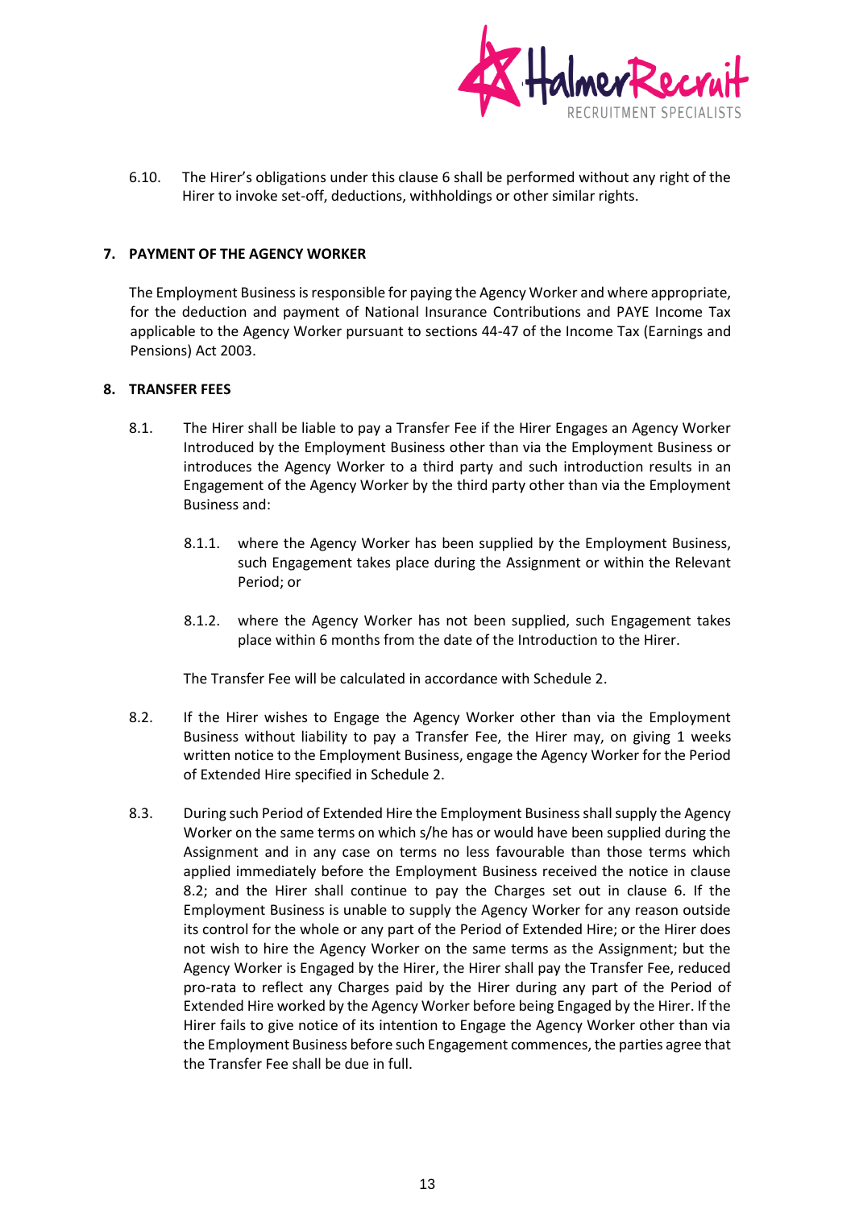6.10. The Hirer's obligations under this clause 6 shall be performed without any right of the Hirer to invoke set-off, deductions, withholdings or other similar rights.

## 7. PAYMENT OF THE AGENCY WORKER

The Employment Business is responsible for paying the Agency Worker and where appropriate, for the deduction and payment of National Insurance Contributions and PAYE Income Tax applicable to the Agency Worker pursuant to sections 44-47 of the Income Tax (Earnings and Pensions) Act 2003.

## 8. TRANSFER FEES

8.1. The Hirer shall be liable to pay a Transfer Fee if the Hirer Engages an Agency Worker Introduced by the Employment Business other than via the Employment Business or introduces the Agency Worker to a third party and such introduction results in an Engagement of the Agency Worker by the third party other than via the Employment Business and:

8.1.1. where the Agency Worker has been supplied by the Employment Business, such Engagement takes place during the Assignment or within the Relevant Period; or

8.1.2. where the Agency Worker has not been supplied, such Engagement takes place within 6 months from the date of the Introduction to the Hirer.

The Transfer Fee will be calculated in accordance with Schedule 2.

8.2. If the Hirer wishes to Engage the Agency Worker other than via the Employment Business without liability to pay a Transfer Fee, the Hirer may, on giving 1 weeks written notice to the Employment Business, engage the Agency Worker for the Period of Extended Hire specified in Schedule 2.

8.3. During such Period of Extended Hire the Employment Business shall supply the Agency Worker on the same terms on which s/he has or would have been supplied during the Assignment and in any case on terms no less favourable than those terms which applied immediately before the Employment Business received the notice in clause 8.2; and the Hirer shall continue to pay the Charges set out in clause 6. If the Employment Business is unable to supply the Agency Worker for any reason outside its control for the whole or any part of the Period of Extended Hire; or the Hirer does not wish to hire the Agency Worker on the same terms as the Assignment; but the Agency Worker is Engaged by the Hirer, the Hirer shall pay the Transfer Fee, reduced pro-rata to reflect any Charges paid by the Hirer during any part of the Period of Extended Hire worked by the Agency Worker before being Engaged by the Hirer. If the Hirer fails to give notice of its intention to Engage the Agency Worker other than via the Employment Business before such Engagement commences, the parties agree that the Transfer Fee shall be due in full.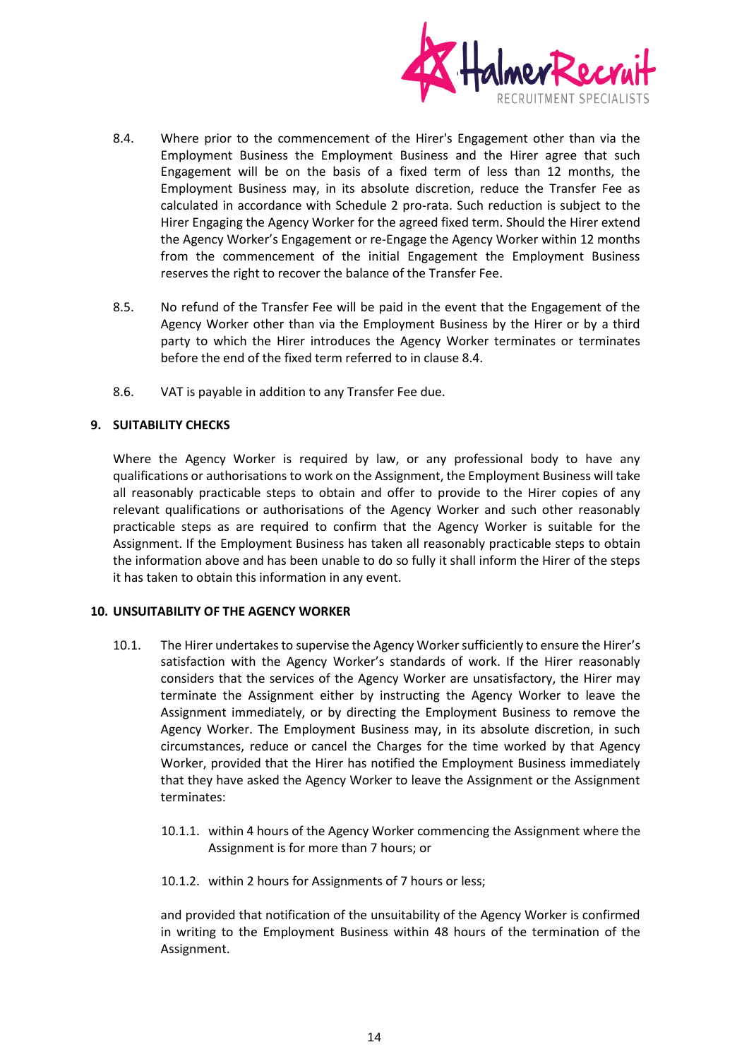8.4. Where prior to the commencement of the Hirer's Engagement other than via the Employment Business the Employment Business and the Hirer agree that such Engagement will be on the basis of a fixed term of less than 12 months, the Employment Business may, in its absolute discretion, reduce the Transfer Fee as calculated in accordance with Schedule 2 pro-rata. Such reduction is subject to the Hirer Engaging the Agency Worker for the agreed fixed term. Should the Hirer extend the Agency Worker's Engagement or re-Engage the Agency Worker within 12 months from the commencement of the initial Engagement the Employment Business reserves the right to recover the balance of the Transfer Fee.

8.5. No refund of the Transfer Fee will be paid in the event that the Engagement of the Agency Worker other than via the Employment Business by the Hirer or by a third party to which the Hirer introduces the Agency Worker terminates or terminates before the end of the fixed term referred to in clause 8.4.

8.6. VAT is payable in addition to any Transfer Fee due.

## 9. SUITABILITY CHECKS

Where the Agency Worker is required by law, or any professional body to have any qualifications or authorisations to work on the Assignment, the Employment Business will take all reasonably practicable steps to obtain and offer to provide to the Hirer copies of any relevant qualifications or authorisations of the Agency Worker and such other reasonably practicable steps as are required to confirm that the Agency Worker is suitable for the Assignment. If the Employment Business has taken all reasonably practicable steps to obtain the information above and has been unable to do so fully it shall inform the Hirer of the steps it has taken to obtain this information in any event.

## 10. UNSUITABILITY OF THE AGENCY WORKER

10.1. The Hirer undertakes to supervise the Agency Worker sufficiently to ensure the Hirer's satisfaction with the Agency Worker's standards of work. If the Hirer reasonably considers that the services of the Agency Worker are unsatisfactory, the Hirer may terminate the Assignment either by instructing the Agency Worker to leave the Assignment immediately, or by directing the Employment Business to remove the Agency Worker. The Employment Business may, in its absolute discretion, in such circumstances, reduce or cancel the Charges for the time worked by that Agency Worker, provided that the Hirer has notified the Employment Business immediately that they have asked the Agency Worker to leave the Assignment or the Assignment terminates:

10.1.1. within 4 hours of the Agency Worker commencing the Assignment where the Assignment is for more than 7 hours; or

10.1.2. within 2 hours for Assignments of 7 hours or less;

and provided that notification of the unsuitability of the Agency Worker is confirmed in writing to the Employment Business within 48 hours of the termination of the Assignment.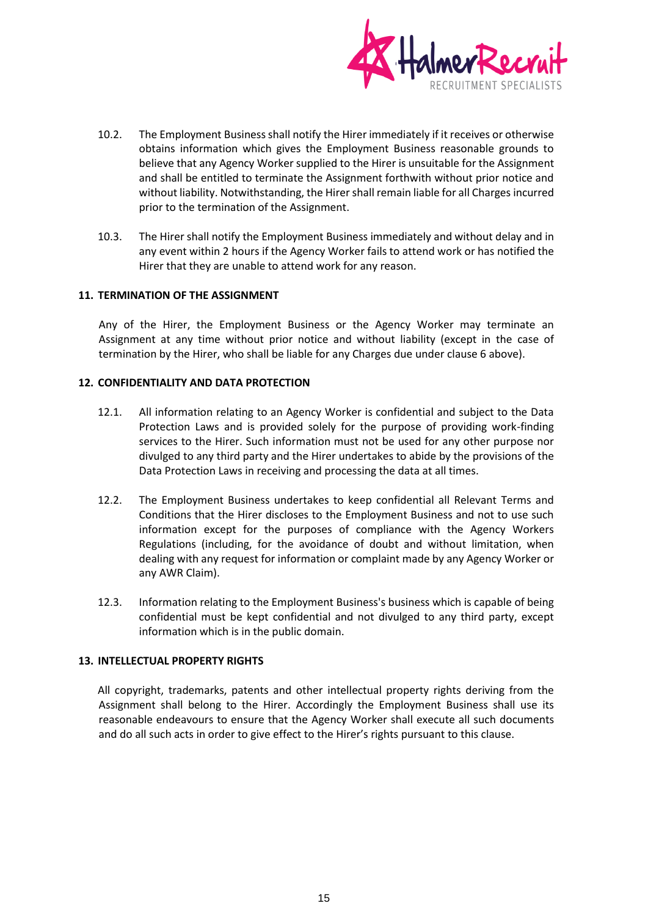10.2. The Employment Business shall notify the Hirer immediately if it receives or otherwise obtains information which gives the Employment Business reasonable grounds to believe that any Agency Worker supplied to the Hirer is unsuitable for the Assignment and shall be entitled to terminate the Assignment forthwith without prior notice and without liability. Notwithstanding, the Hirer shall remain liable for all Charges incurred prior to the termination of the Assignment.

10.3. The Hirer shall notify the Employment Business immediately and without delay and in any event within 2 hours if the Agency Worker fails to attend work or has notified the Hirer that they are unable to attend work for any reason.

## 11. TERMINATION OF THE ASSIGNMENT

Any of the Hirer, the Employment Business or the Agency Worker may terminate an Assignment at any time without prior notice and without liability (except in the case of termination by the Hirer, who shall be liable for any Charges due under clause 6 above).

## 12. CONFIDENTIALITY AND DATA PROTECTION

12.1. All information relating to an Agency Worker is confidential and subject to the Data Protection Laws and is provided solely for the purpose of providing work-finding services to the Hirer. Such information must not be used for any other purpose nor divulged to any third party and the Hirer undertakes to abide by the provisions of the Data Protection Laws in receiving and processing the data at all times.

12.2. The Employment Business undertakes to keep confidential all Relevant Terms and Conditions that the Hirer discloses to the Employment Business and not to use such information except for the purposes of compliance with the Agency Workers Regulations (including, for the avoidance of doubt and without limitation, when dealing with any request for information or complaint made by any Agency Worker or any AWR Claim).

12.3. Information relating to the Employment Business's business which is capable of being confidential must be kept confidential and not divulged to any third party, except information which is in the public domain.

## 13. INTELLECTUAL PROPERTY RIGHTS

All copyright, trademarks, patents and other intellectual property rights deriving from the Assignment shall belong to the Hirer. Accordingly the Employment Business shall use its reasonable endeavours to ensure that the Agency Worker shall execute all such documents and do all such acts in order to give effect to the Hirer's rights pursuant to this clause.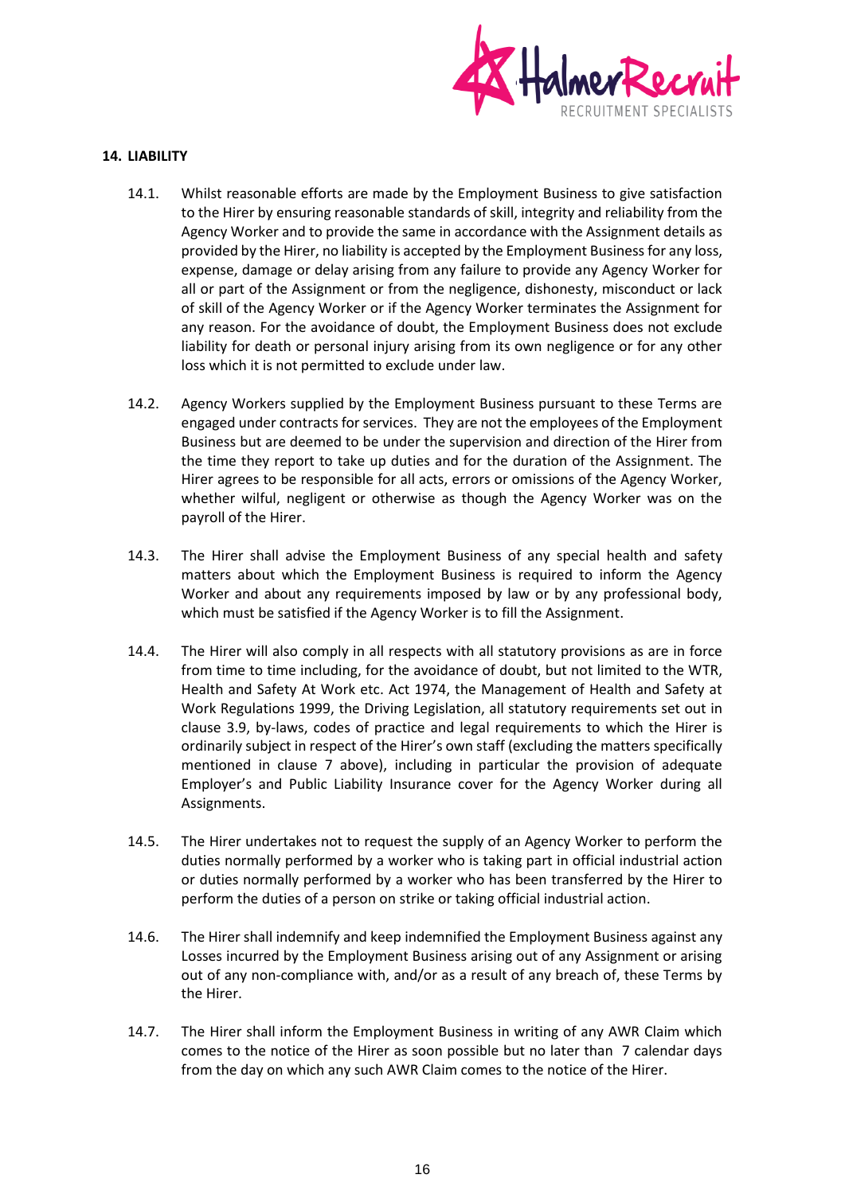## 14. LIABILITY

14.1. Whilst reasonable efforts are made by the Employment Business to give satisfaction to the Hirer by ensuring reasonable standards of skill, integrity and reliability from the Agency Worker and to provide the same in accordance with the Assignment details as provided by the Hirer, no liability is accepted by the Employment Business for any loss, expense, damage or delay arising from any failure to provide any Agency Worker for all or part of the Assignment or from the negligence, dishonesty, misconduct or lack of skill of the Agency Worker or if the Agency Worker terminates the Assignment for any reason. For the avoidance of doubt, the Employment Business does not exclude liability for death or personal injury arising from its own negligence or for any other loss which it is not permitted to exclude under law.

14.2. Agency Workers supplied by the Employment Business pursuant to these Terms are engaged under contracts for services. They are not the employees of the Employment Business but are deemed to be under the supervision and direction of the Hirer from the time they report to take up duties and for the duration of the Assignment. The Hirer agrees to be responsible for all acts, errors or omissions of the Agency Worker, whether wilful, negligent or otherwise as though the Agency Worker was on the payroll of the Hirer.

14.3. The Hirer shall advise the Employment Business of any special health and safety matters about which the Employment Business is required to inform the Agency Worker and about any requirements imposed by law or by any professional body, which must be satisfied if the Agency Worker is to fill the Assignment.

14.4. The Hirer will also comply in all respects with all statutory provisions as are in force from time to time including, for the avoidance of doubt, but not limited to the WTR, Health and Safety At Work etc. Act 1974, the Management of Health and Safety at Work Regulations 1999, the Driving Legislation, all statutory requirements set out in clause 3.9, by-laws, codes of practice and legal requirements to which the Hirer is ordinarily subject in respect of the Hirer's own staff (excluding the matters specifically mentioned in clause 7 above), including in particular the provision of adequate Employer's and Public Liability Insurance cover for the Agency Worker during all Assignments.

14.5. The Hirer undertakes not to request the supply of an Agency Worker to perform the duties normally performed by a worker who is taking part in official industrial action or duties normally performed by a worker who has been transferred by the Hirer to perform the duties of a person on strike or taking official industrial action.

14.6. The Hirer shall indemnify and keep indemnified the Employment Business against any Losses incurred by the Employment Business arising out of any Assignment or arising out of any non-compliance with, and/or as a result of any breach of, these Terms by the Hirer.

14.7. The Hirer shall inform the Employment Business in writing of any AWR Claim which comes to the notice of the Hirer as soon possible but no later than 7 calendar days from the day on which any such AWR Claim comes to the notice of the Hirer.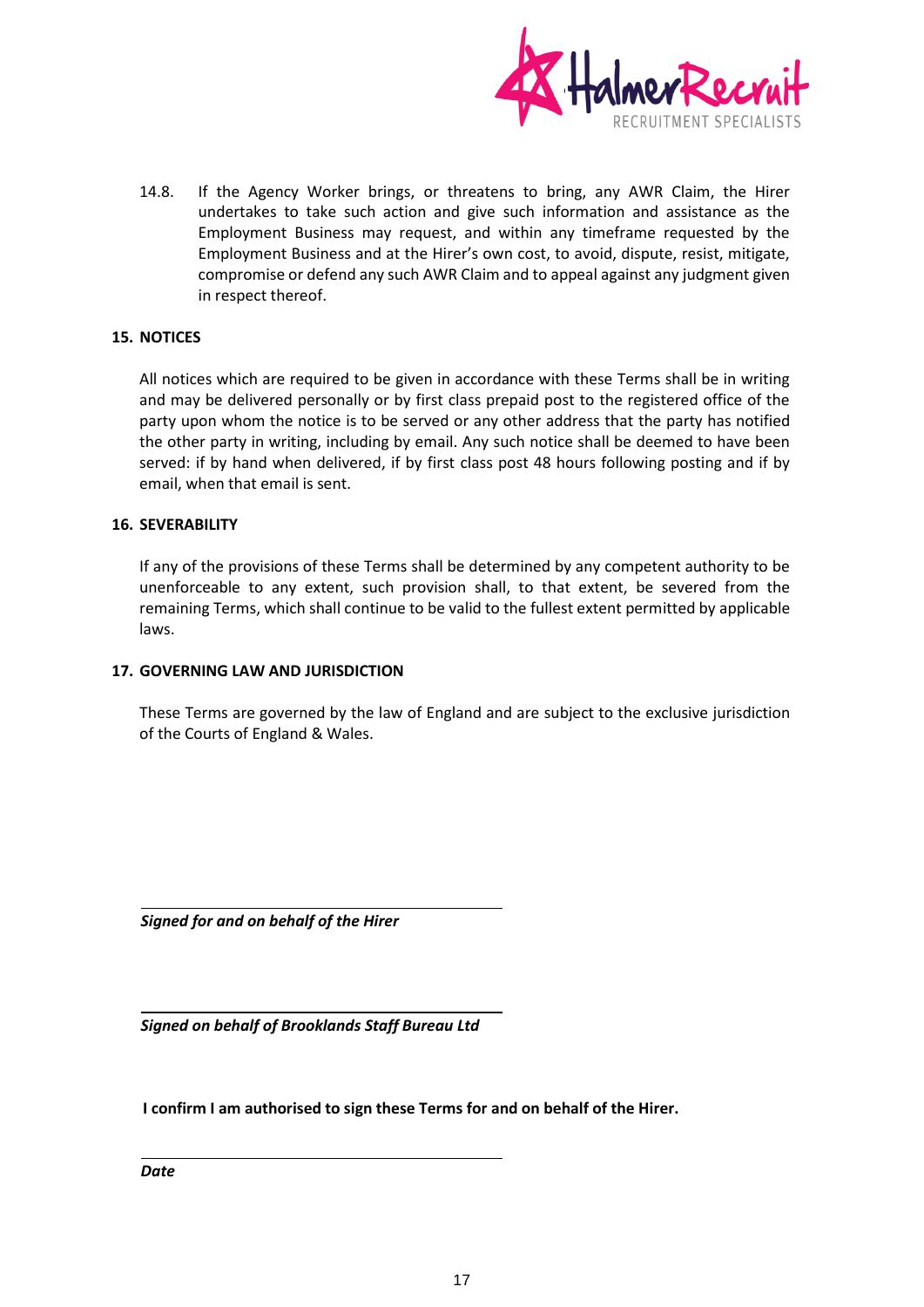14.8. If the Agency Worker brings, or threatens to bring, any AWR Claim, the Hirer undertakes to take such action and give such information and assistance as the Employment Business may request, and within any timeframe requested by the Employment Business and at the Hirer's own cost, to avoid, dispute, resist, mitigate, compromise or defend any such AWR Claim and to appeal against any judgment given in respect thereof.

## 15. NOTICES

All notices which are required to be given in accordance with these Terms shall be in writing and may be delivered personally or by first class prepaid post to the registered office of the party upon whom the notice is to be served or any other address that the party has notified the other party in writing, including by email. Any such notice shall be deemed to have been served: if by hand when delivered, if by first class post 48 hours following posting and if by email, when that email is sent.

## 16. SEVERABILITY

If any of the provisions of these Terms shall be determined by any competent authority to be unenforceable to any extent, such provision shall, to that extent, be severed from the remaining Terms, which shall continue to be valid to the fullest extent permitted by applicable laws.

## 17. GOVERNING LAW AND JURISDICTION

These Terms are governed by the law of England and are subject to the exclusive jurisdiction of the Courts of England & Wales.

______________________________

***Signed for and on behalf of the Hirer***

______________________________

***Signed on behalf of Brooklands Staff Bureau Ltd***

**I confirm I am authorised to sign these Terms for and on behalf of the Hirer.**

______________________________

***Date***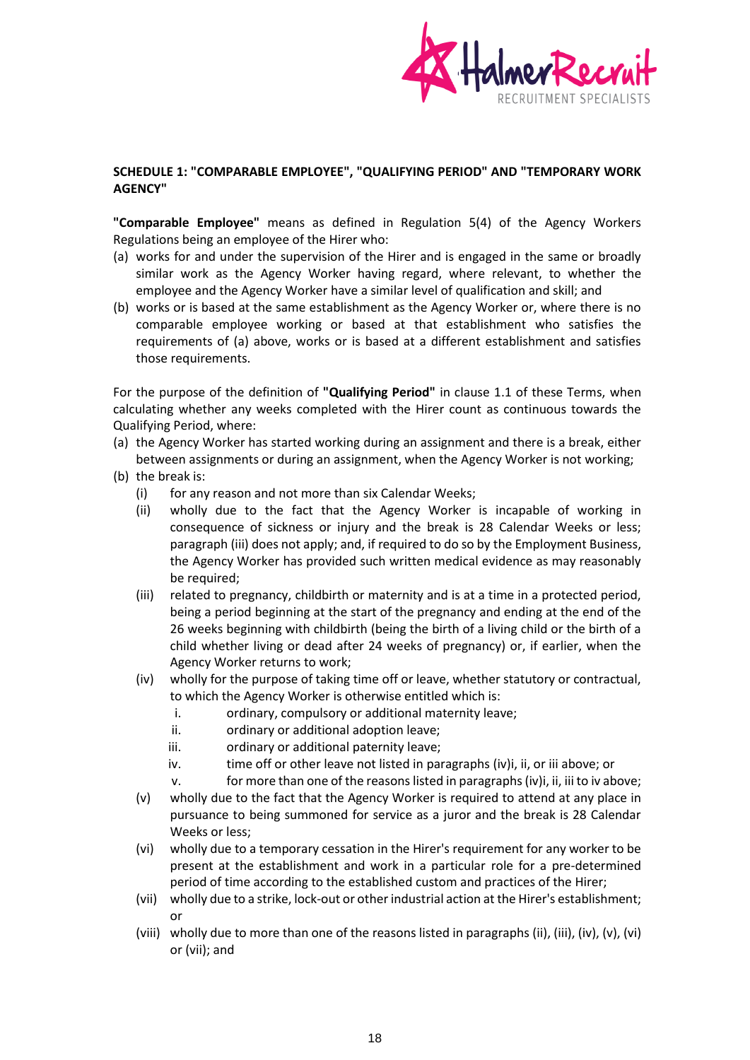**SCHEDULE 1: "COMPARABLE EMPLOYEE", "QUALIFYING PERIOD" AND "TEMPORARY WORK AGENCY"**

**"Comparable Employee"** means as defined in Regulation 5(4) of the Agency Workers Regulations being an employee of the Hirer who:

(a) works for and under the supervision of the Hirer and is engaged in the same or broadly similar work as the Agency Worker having regard, where relevant, to whether the employee and the Agency Worker have a similar level of qualification and skill; and

(b) works or is based at the same establishment as the Agency Worker or, where there is no comparable employee working or based at that establishment who satisfies the requirements of (a) above, works or is based at a different establishment and satisfies those requirements.

For the purpose of the definition of **"Qualifying Period"** in clause 1.1 of these Terms, when calculating whether any weeks completed with the Hirer count as continuous towards the Qualifying Period, where:

(a) the Agency Worker has started working during an assignment and there is a break, either between assignments or during an assignment, when the Agency Worker is not working;

(b) the break is:

  (i) for any reason and not more than six Calendar Weeks;

  (ii) wholly due to the fact that the Agency Worker is incapable of working in consequence of sickness or injury and the break is 28 Calendar Weeks or less; paragraph (iii) does not apply; and, if required to do so by the Employment Business, the Agency Worker has provided such written medical evidence as may reasonably be required;

  (iii) related to pregnancy, childbirth or maternity and is at a time in a protected period, being a period beginning at the start of the pregnancy and ending at the end of the 26 weeks beginning with childbirth (being the birth of a living child or the birth of a child whether living or dead after 24 weeks of pregnancy) or, if earlier, when the Agency Worker returns to work;

  (iv) wholly for the purpose of taking time off or leave, whether statutory or contractual, to which the Agency Worker is otherwise entitled which is:

    i. ordinary, compulsory or additional maternity leave;

    ii. ordinary or additional adoption leave;

    iii. ordinary or additional paternity leave;

    iv. time off or other leave not listed in paragraphs (iv)i, ii, or iii above; or

    v. for more than one of the reasons listed in paragraphs (iv)i, ii, iii to iv above;

  (v) wholly due to the fact that the Agency Worker is required to attend at any place in pursuance to being summoned for service as a juror and the break is 28 Calendar Weeks or less;

  (vi) wholly due to a temporary cessation in the Hirer's requirement for any worker to be present at the establishment and work in a particular role for a pre-determined period of time according to the established custom and practices of the Hirer;

  (vii) wholly due to a strike, lock-out or other industrial action at the Hirer's establishment; or

  (viii) wholly due to more than one of the reasons listed in paragraphs (ii), (iii), (iv), (v), (vi) or (vii); and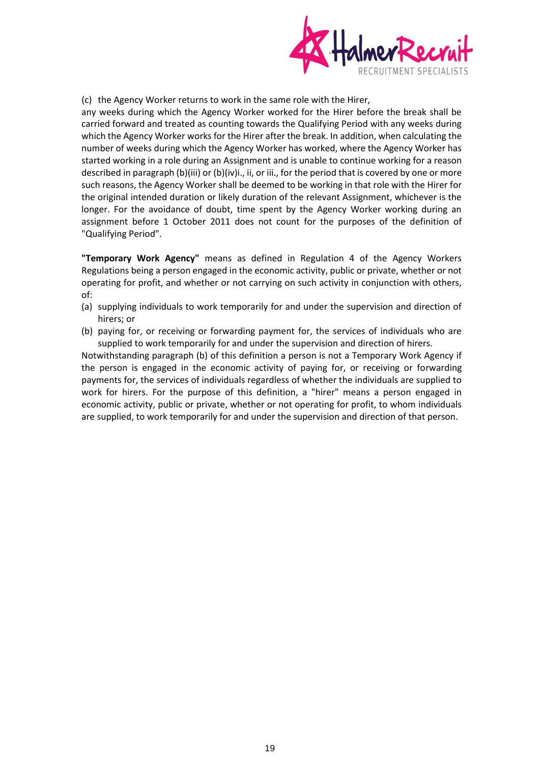(c) the Agency Worker returns to work in the same role with the Hirer,

any weeks during which the Agency Worker worked for the Hirer before the break shall be carried forward and treated as counting towards the Qualifying Period with any weeks during which the Agency Worker works for the Hirer after the break. In addition, when calculating the number of weeks during which the Agency Worker has worked, where the Agency Worker has started working in a role during an Assignment and is unable to continue working for a reason described in paragraph (b)(iii) or (b)(iv)i., ii, or iii., for the period that is covered by one or more such reasons, the Agency Worker shall be deemed to be working in that role with the Hirer for the original intended duration or likely duration of the relevant Assignment, whichever is the longer. For the avoidance of doubt, time spent by the Agency Worker working during an assignment before 1 October 2011 does not count for the purposes of the definition of "Qualifying Period".

**"Temporary Work Agency"** means as defined in Regulation 4 of the Agency Workers Regulations being a person engaged in the economic activity, public or private, whether or not operating for profit, and whether or not carrying on such activity in conjunction with others, of:

(a) supplying individuals to work temporarily for and under the supervision and direction of hirers; or
(b) paying for, or receiving or forwarding payment for, the services of individuals who are supplied to work temporarily for and under the supervision and direction of hirers.

Notwithstanding paragraph (b) of this definition a person is not a Temporary Work Agency if the person is engaged in the economic activity of paying for, or receiving or forwarding payments for, the services of individuals regardless of whether the individuals are supplied to work for hirers. For the purpose of this definition, a "hirer" means a person engaged in economic activity, public or private, whether or not operating for profit, to whom individuals are supplied, to work temporarily for and under the supervision and direction of that person.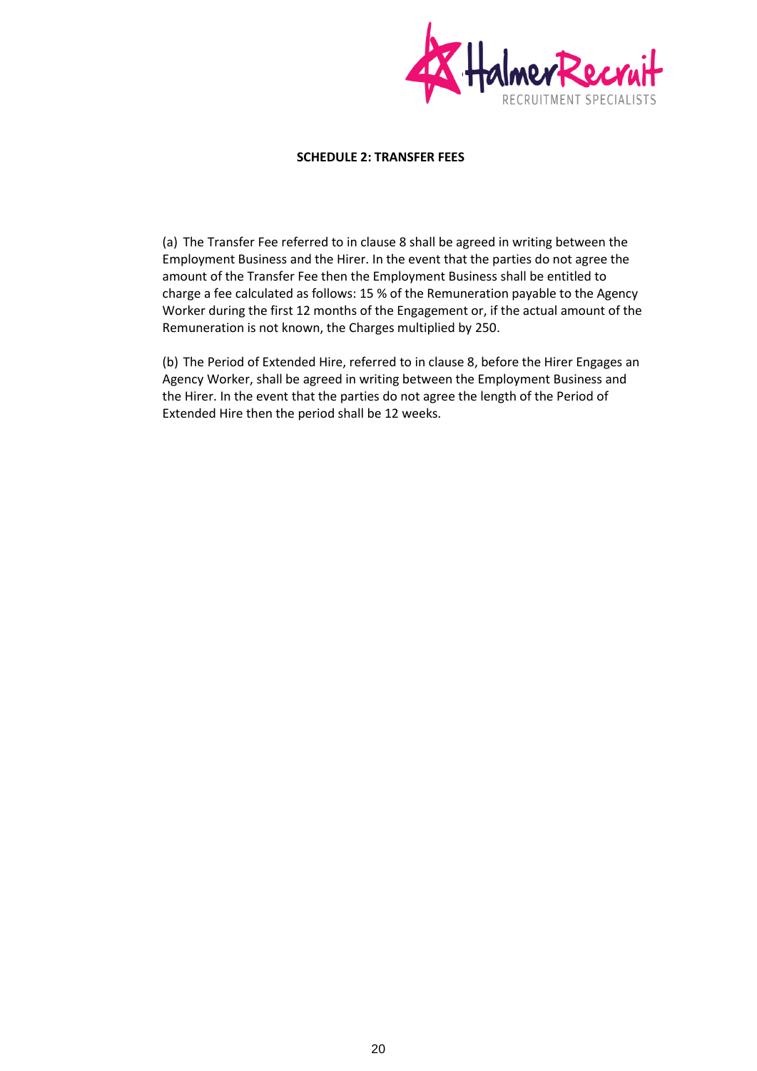**SCHEDULE 2: TRANSFER FEES**

(a) The Transfer Fee referred to in clause 8 shall be agreed in writing between the Employment Business and the Hirer. In the event that the parties do not agree the amount of the Transfer Fee then the Employment Business shall be entitled to charge a fee calculated as follows: 15 % of the Remuneration payable to the Agency Worker during the first 12 months of the Engagement or, if the actual amount of the Remuneration is not known, the Charges multiplied by 250.

(b) The Period of Extended Hire, referred to in clause 8, before the Hirer Engages an Agency Worker, shall be agreed in writing between the Employment Business and the Hirer. In the event that the parties do not agree the length of the Period of Extended Hire then the period shall be 12 weeks.